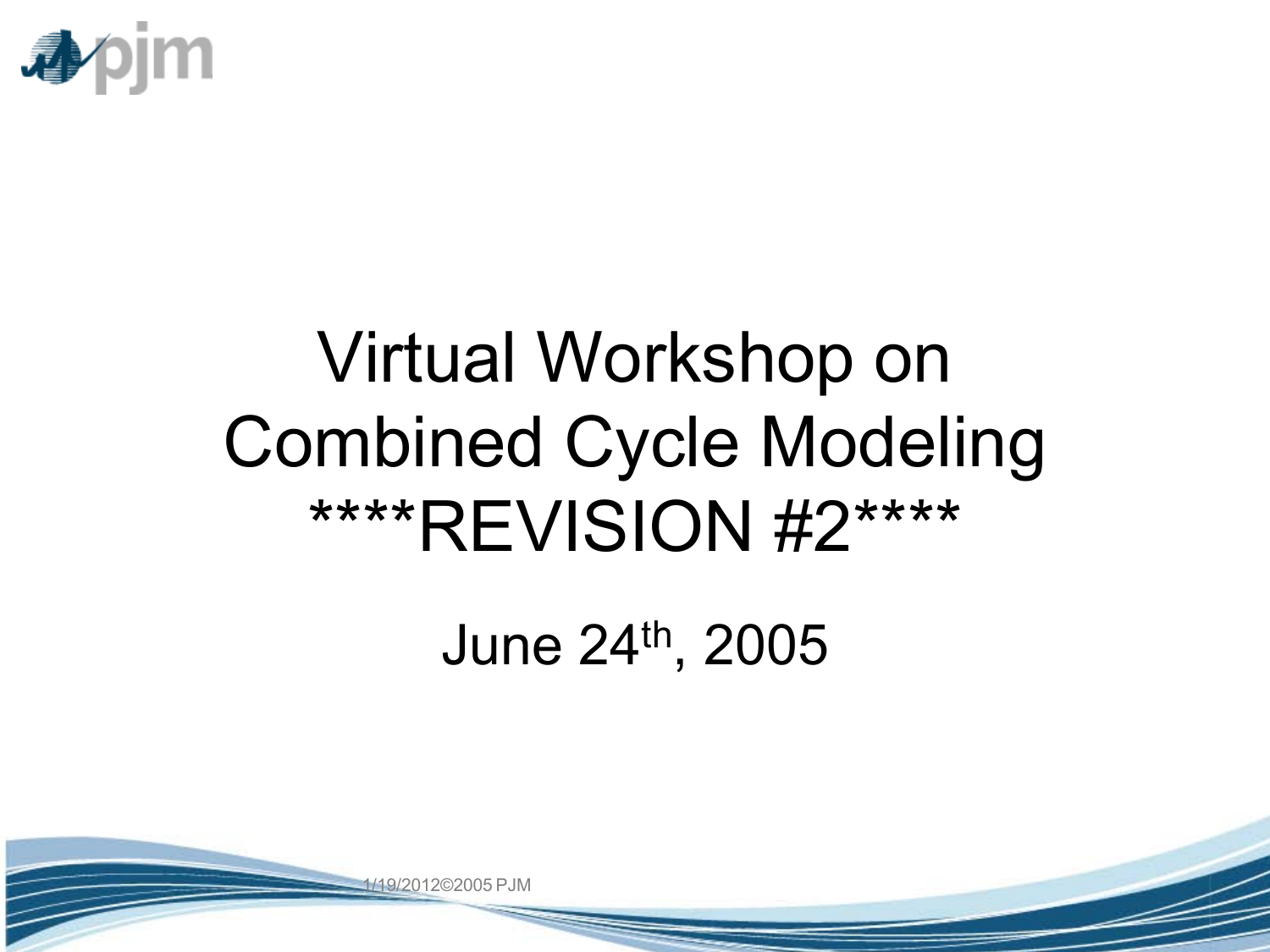# Virtual Workshop on Combined Cycle Modeling ****REVISION #2****

June 24th, 2005

1/19/2012©2005 PJM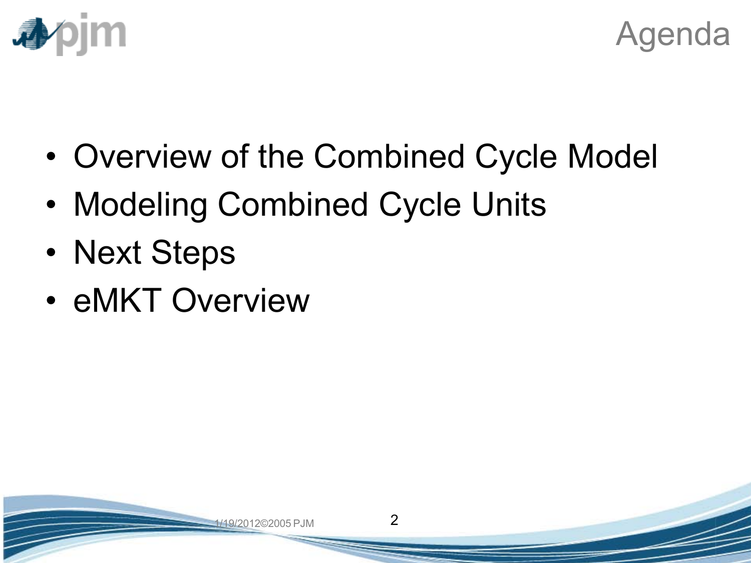# Agenda

- Overview of the Combined Cycle Model
- Modeling Combined Cycle Units
- Next Steps
- eMKT Overview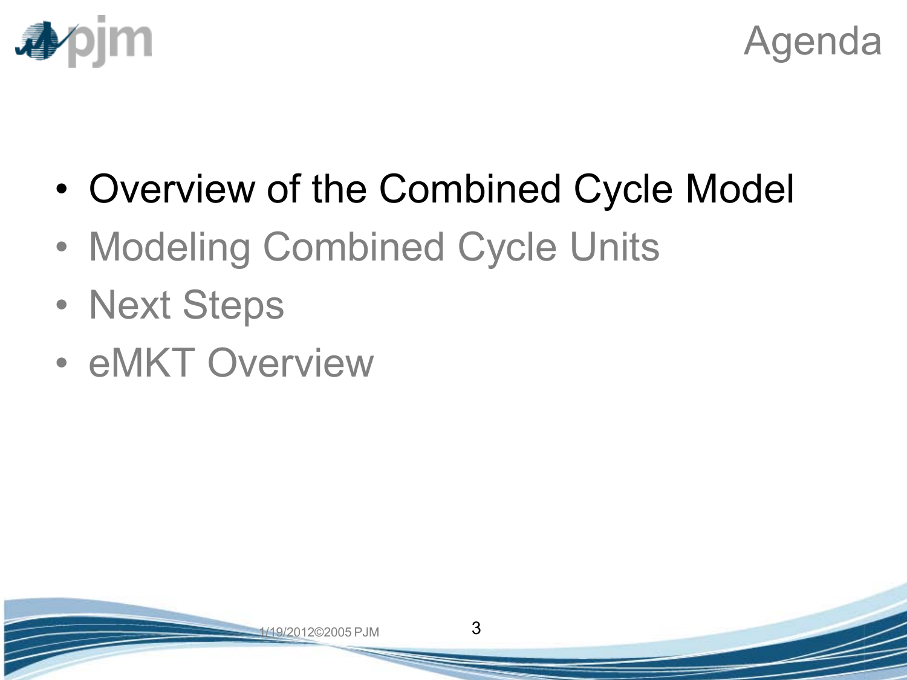# Agenda

- Overview of the Combined Cycle Model
- Modeling Combined Cycle Units
- Next Steps
- eMKT Overview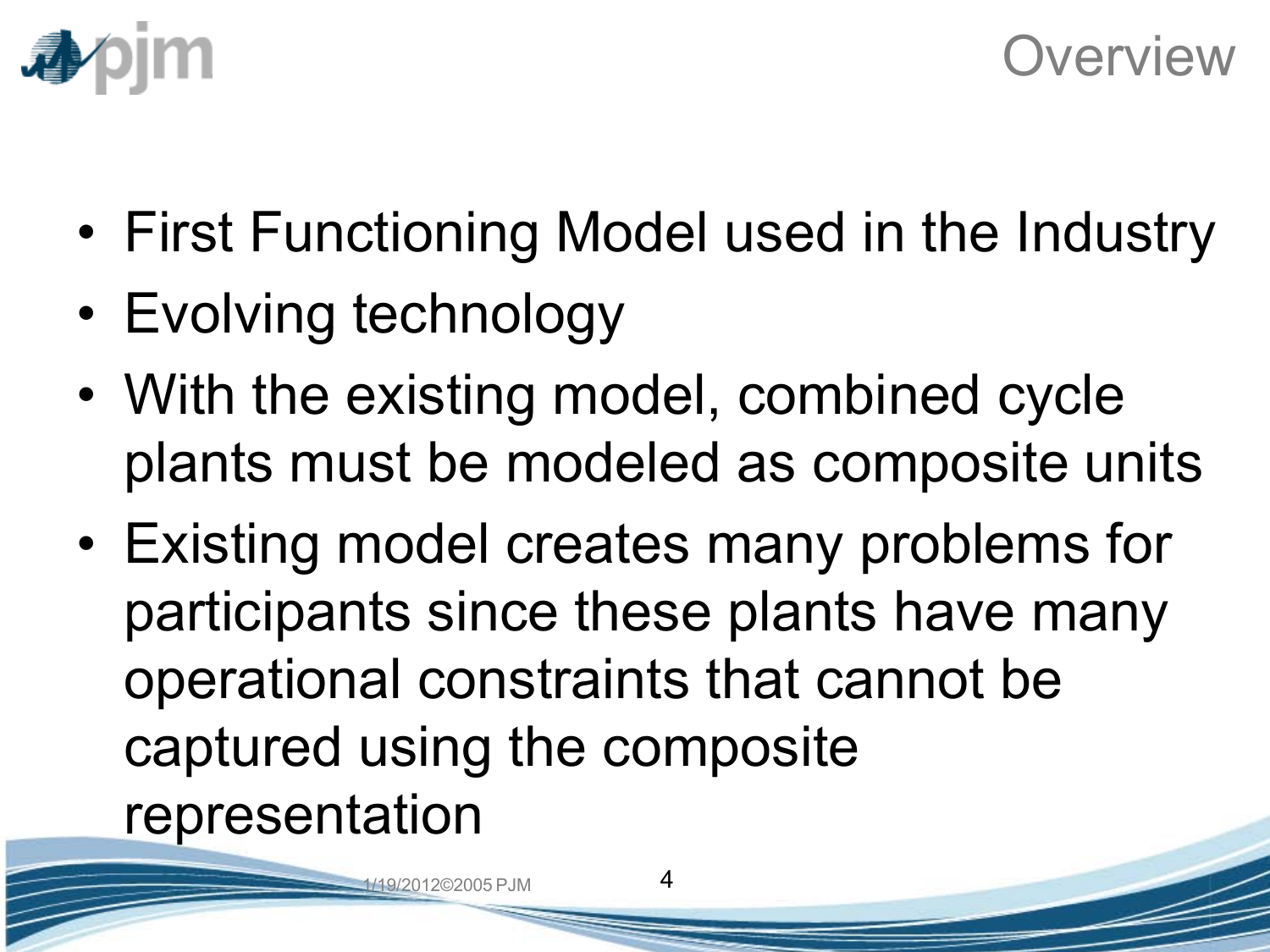# Overview

- First Functioning Model used in the Industry
- Evolving technology
- With the existing model, combined cycle plants must be modeled as composite units
- Existing model creates many problems for participants since these plants have many operational constraints that cannot be captured using the composite representation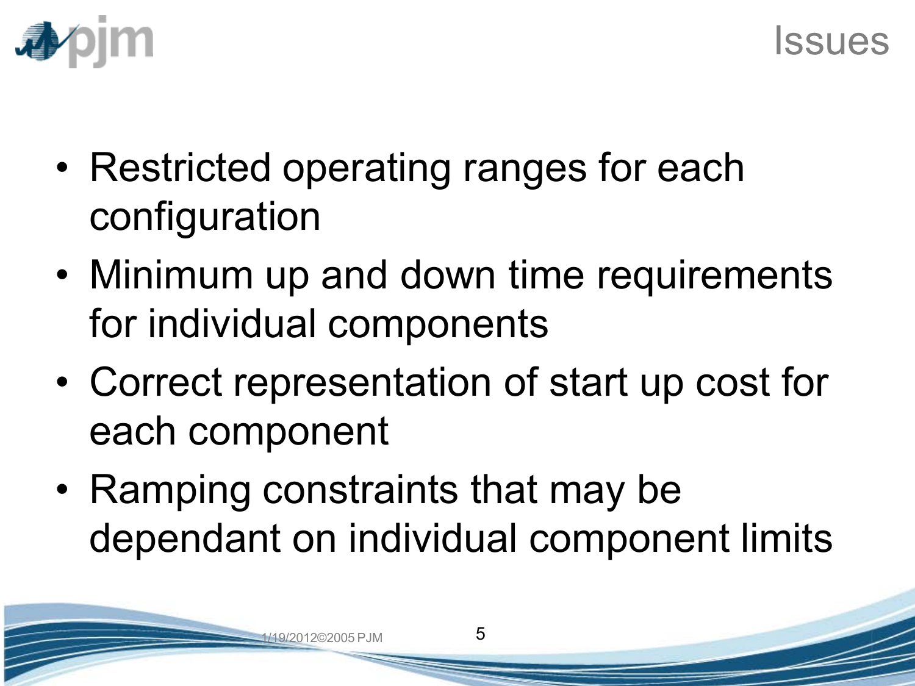# Issues

- Restricted operating ranges for each configuration
- Minimum up and down time requirements for individual components
- Correct representation of start up cost for each component
- Ramping constraints that may be dependant on individual component limits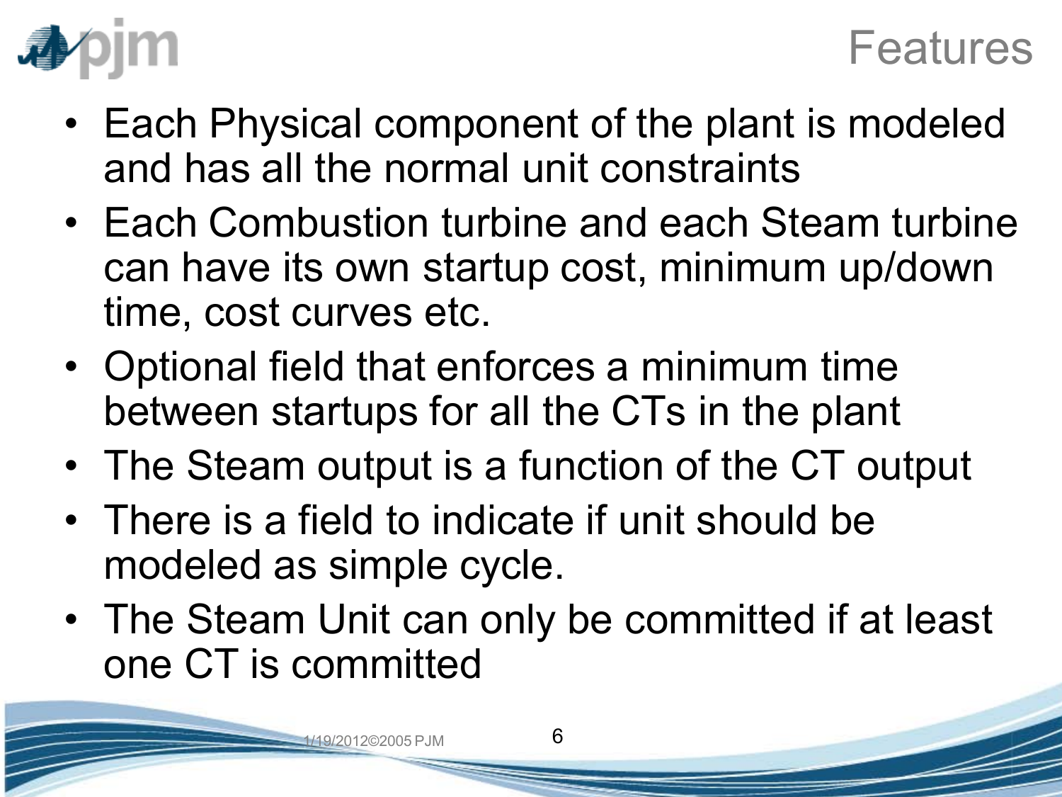# Features

- Each Physical component of the plant is modeled and has all the normal unit constraints
- Each Combustion turbine and each Steam turbine can have its own startup cost, minimum up/down time, cost curves etc.
- Optional field that enforces a minimum time between startups for all the CTs in the plant
- The Steam output is a function of the CT output
- There is a field to indicate if unit should be modeled as simple cycle.
- The Steam Unit can only be committed if at least one CT is committed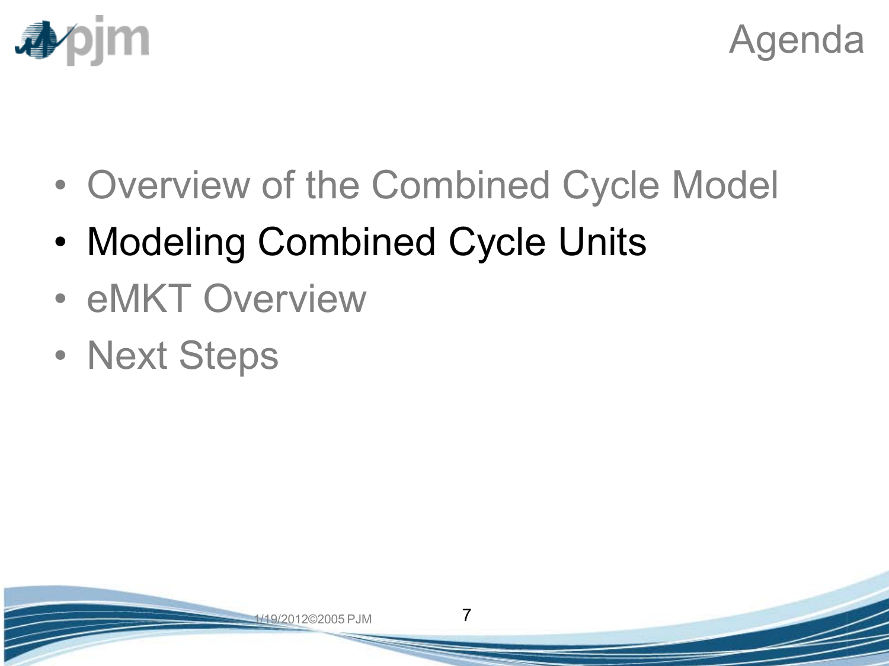# Agenda

- Overview of the Combined Cycle Model
- Modeling Combined Cycle Units
- eMKT Overview
- Next Steps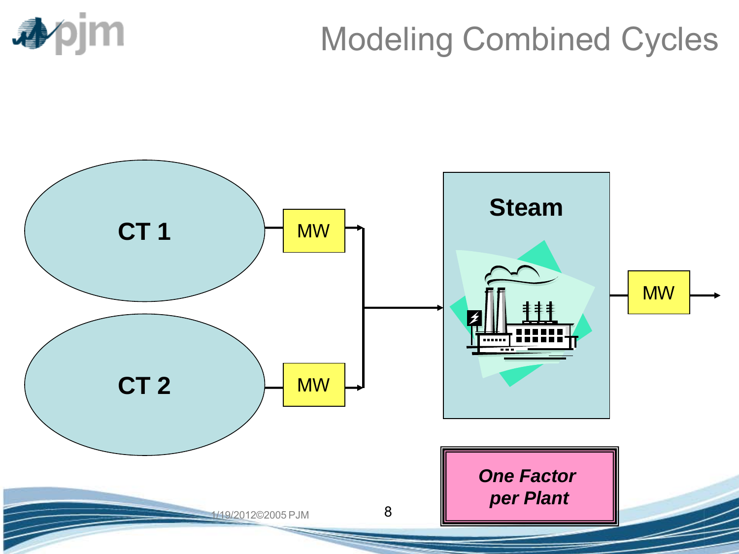# Modeling Combined Cycles

CT 1

MW

CT 2

MW

Steam

MW

***One Factor per Plant***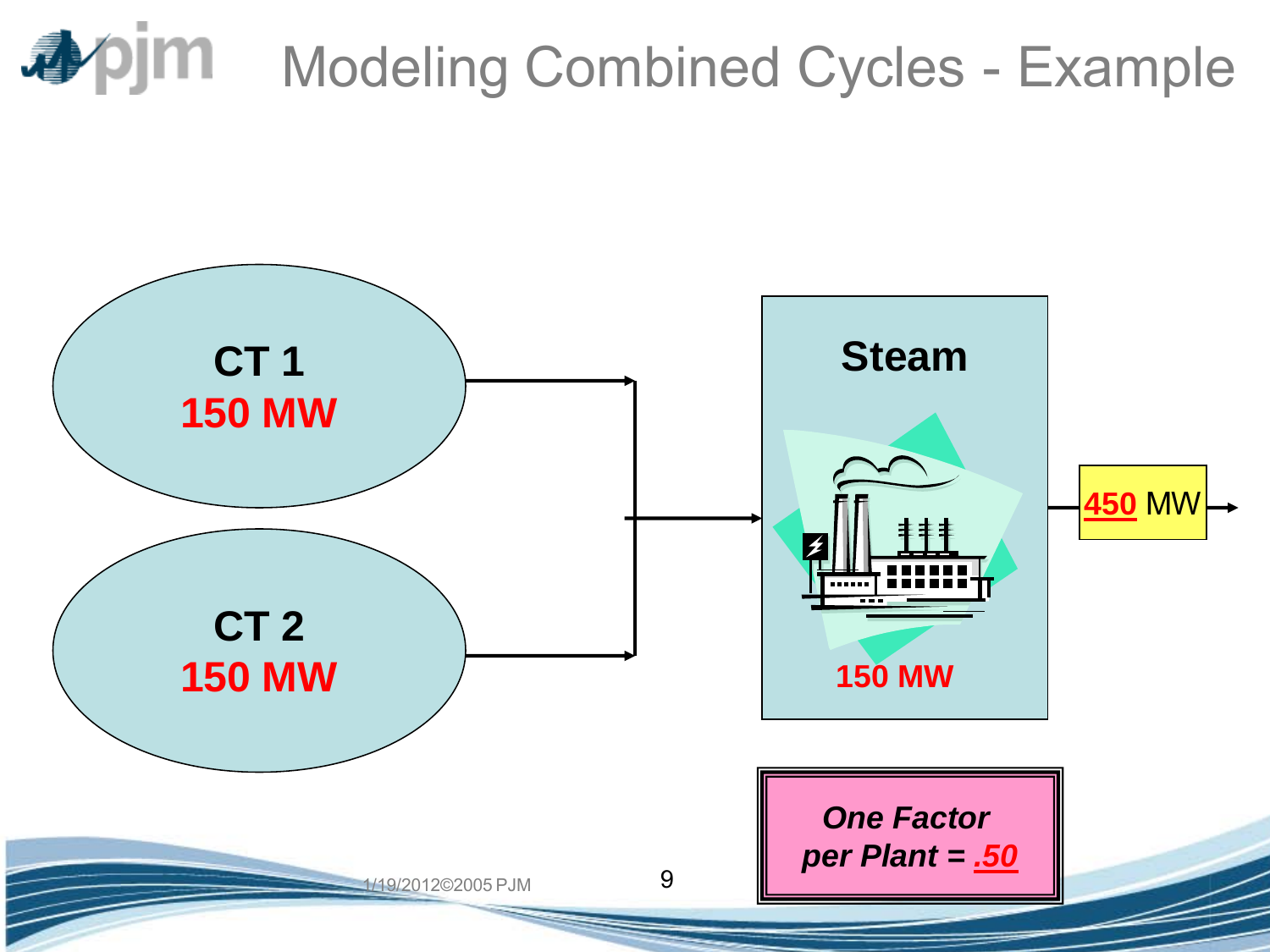# Modeling Combined Cycles - Example

**CT 1**
**150 MW**

**CT 2**
**150 MW**

**Steam**

**150 MW**

**450** MW

***One Factor per Plant = .50***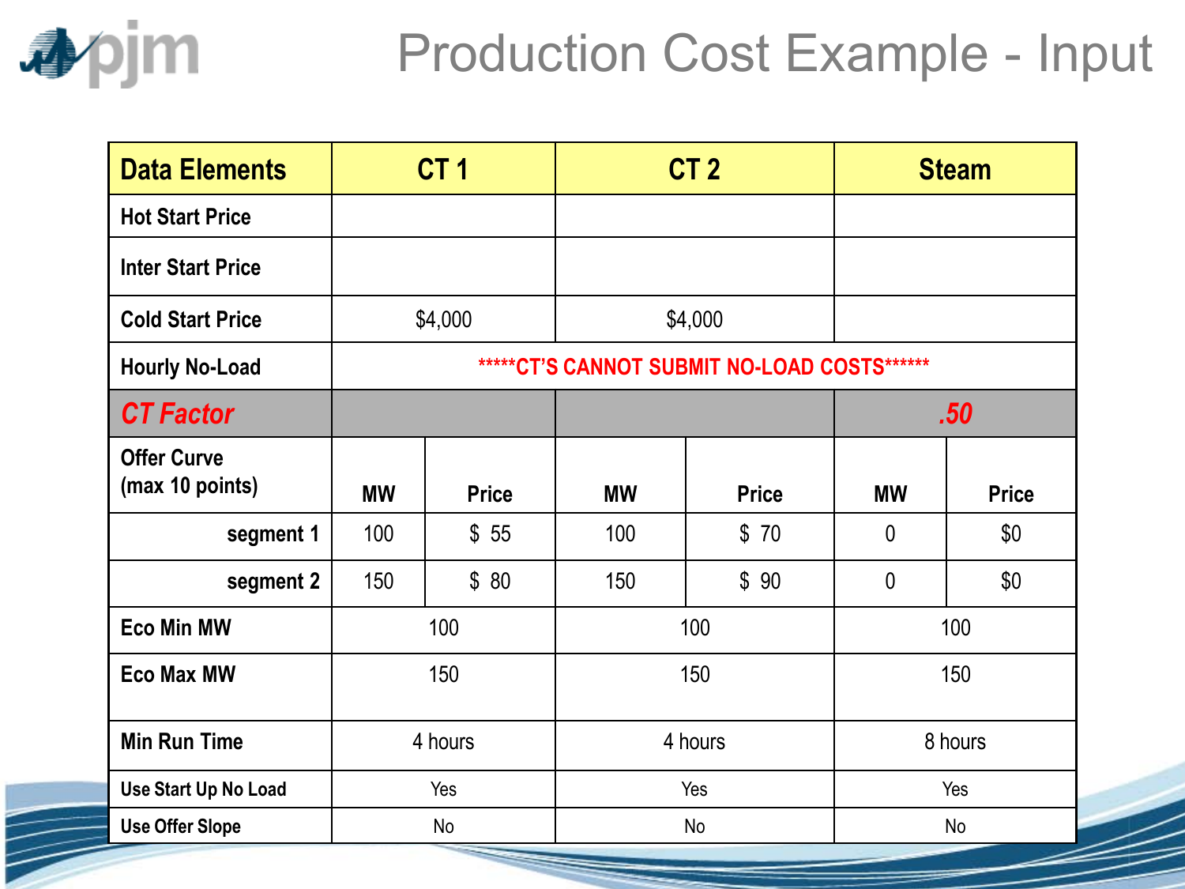# Production Cost Example - Input

| Data Elements | CT 1 | | CT 2 | | Steam | |
|---|---|---|---|---|---|---|
| Hot Start Price | | | | | | |
| Inter Start Price | | | | | | |
| Cold Start Price | $4,000 | | $4,000 | | | |
| Hourly No-Load | *****CT'S CANNOT SUBMIT NO-LOAD COSTS****** | | | | | |
| *CT Factor* | | | | | *.50* | |
| Offer Curve (max 10 points) | MW | Price | MW | Price | MW | Price |
| segment 1 | 100 | $ 55 | 100 | $ 70 | 0 | $0 |
| segment 2 | 150 | $ 80 | 150 | $ 90 | 0 | $0 |
| Eco Min MW | 100 | | 100 | | 100 | |
| Eco Max MW | 150 | | 150 | | 150 | |
| Min Run Time | 4 hours | | 4 hours | | 8 hours | |
| Use Start Up No Load | Yes | | Yes | | Yes | |
| Use Offer Slope | No | | No | | No | |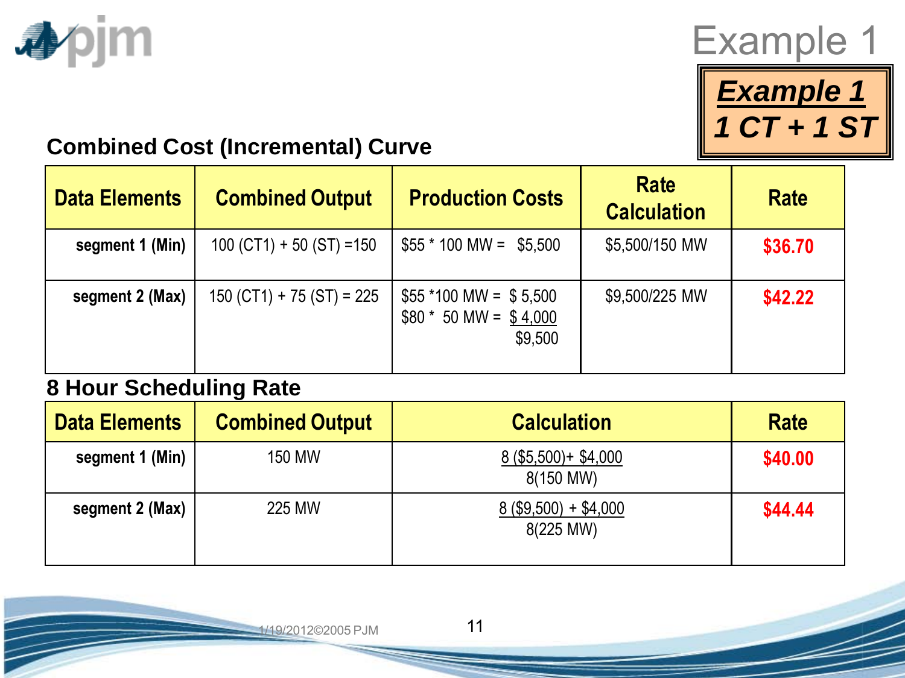# Example 1

***Example 1***
***1 CT + 1 ST***

## Combined Cost (Incremental) Curve

| Data Elements | Combined Output | Production Costs | Rate Calculation | Rate |
|---|---|---|---|---|
| segment 1 (Min) | 100 (CT1) + 50 (ST) =150 | $55 * 100 MW = $5,500 | $5,500/150 MW | $36.70 |
| segment 2 (Max) | 150 (CT1) + 75 (ST) = 225 | $55 *100 MW = $ 5,500<br>$80 * 50 MW = $ 4,000<br>$9,500 | $9,500/225 MW | $42.22 |

## 8 Hour Scheduling Rate

| Data Elements | Combined Output | Calculation | Rate |
|---|---|---|---|
| segment 1 (Min) | 150 MW | 8 ($5,500)+ $4,000 / 8(150 MW) | $40.00 |
| segment 2 (Max) | 225 MW | 8 ($9,500) + $4,000 / 8(225 MW) | $44.44 |

1/19/2012©2005 PJM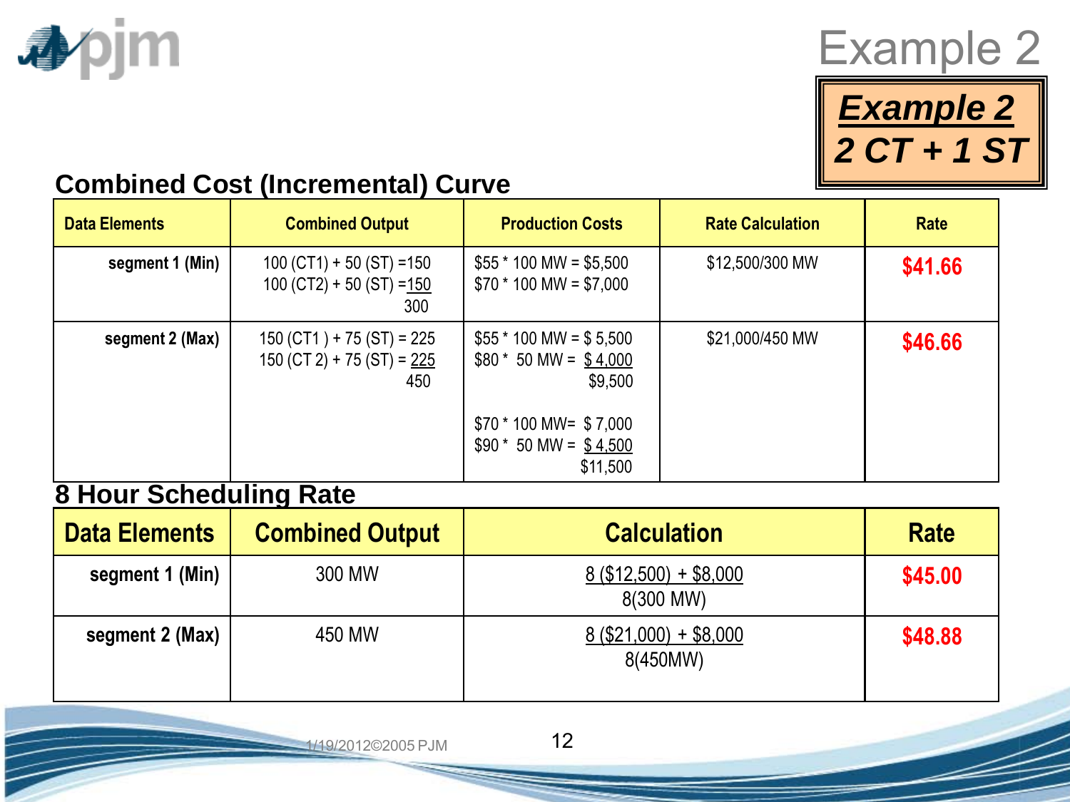# Example 2

**_Example 2_**
**_2 CT + 1 ST_**

## Combined Cost (Incremental) Curve

| Data Elements | Combined Output | Production Costs | Rate Calculation | Rate |
|---|---|---|---|---|
| segment 1 (Min) | 100 (CT1) + 50 (ST) =150<br>100 (CT2) + 50 (ST) =150<br>300 | $55 * 100 MW = $5,500<br>$70 * 100 MW = $7,000 | $12,500/300 MW | $41.66 |
| segment 2 (Max) | 150 (CT1 ) + 75 (ST) = 225<br>150 (CT 2) + 75 (ST) = 225<br>450 | $55 * 100 MW = $ 5,500<br>$80 * 50 MW = $ 4,000<br>$9,500<br><br>$70 * 100 MW= $ 7,000<br>$90 * 50 MW = $ 4,500<br>$11,500 | $21,000/450 MW | $46.66 |

## 8 Hour Scheduling Rate

| Data Elements | Combined Output | Calculation | Rate |
|---|---|---|---|
| segment 1 (Min) | 300 MW | 8 ($12,500) + $8,000<br>8(300 MW) | $45.00 |
| segment 2 (Max) | 450 MW | 8 ($21,000) + $8,000<br>8(450MW) | $48.88 |

1/19/2012©2005 PJM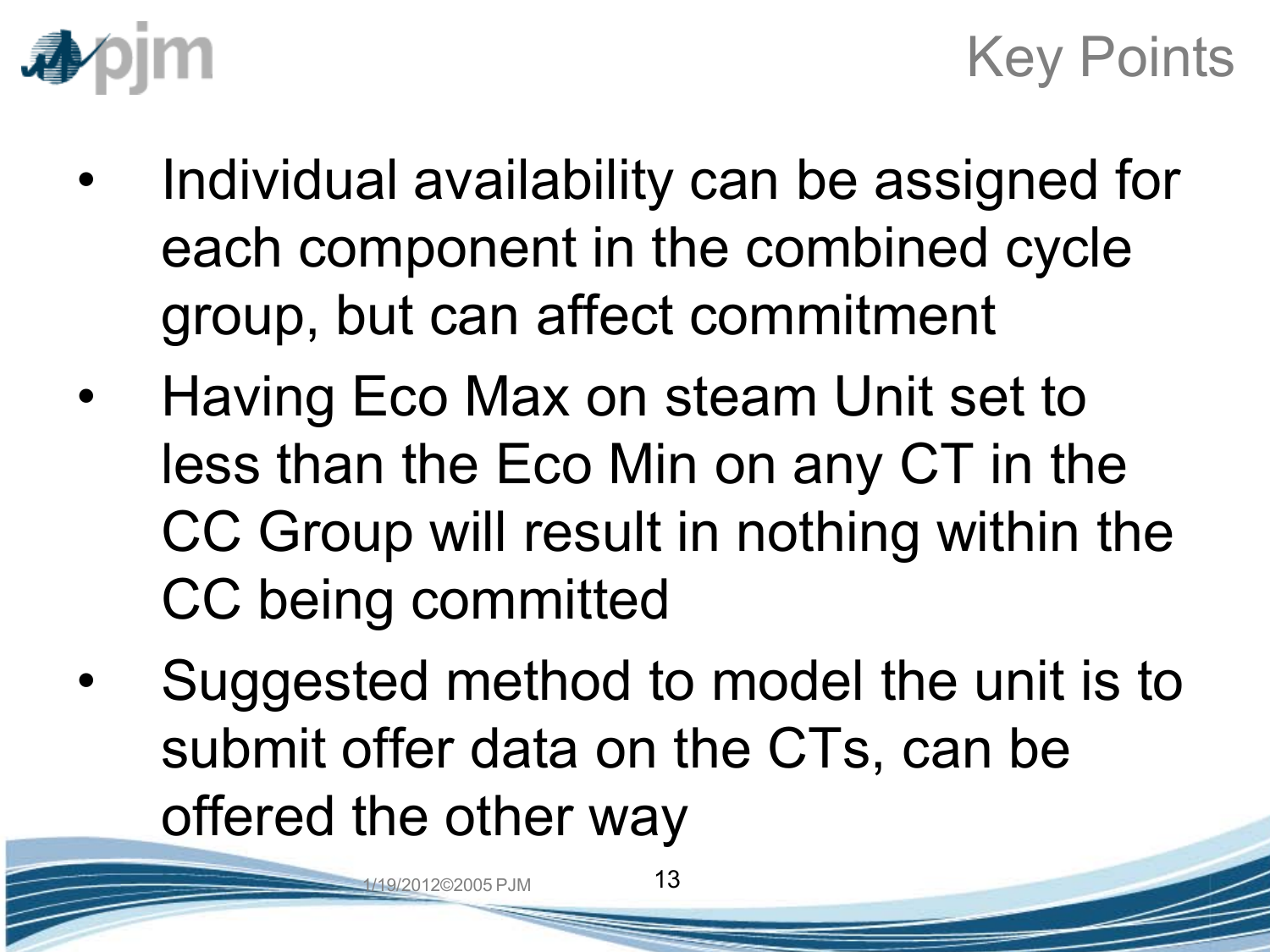# Key Points

- Individual availability can be assigned for each component in the combined cycle group, but can affect commitment
- Having Eco Max on steam Unit set to less than the Eco Min on any CT in the CC Group will result in nothing within the CC being committed
- Suggested method to model the unit is to submit offer data on the CTs, can be offered the other way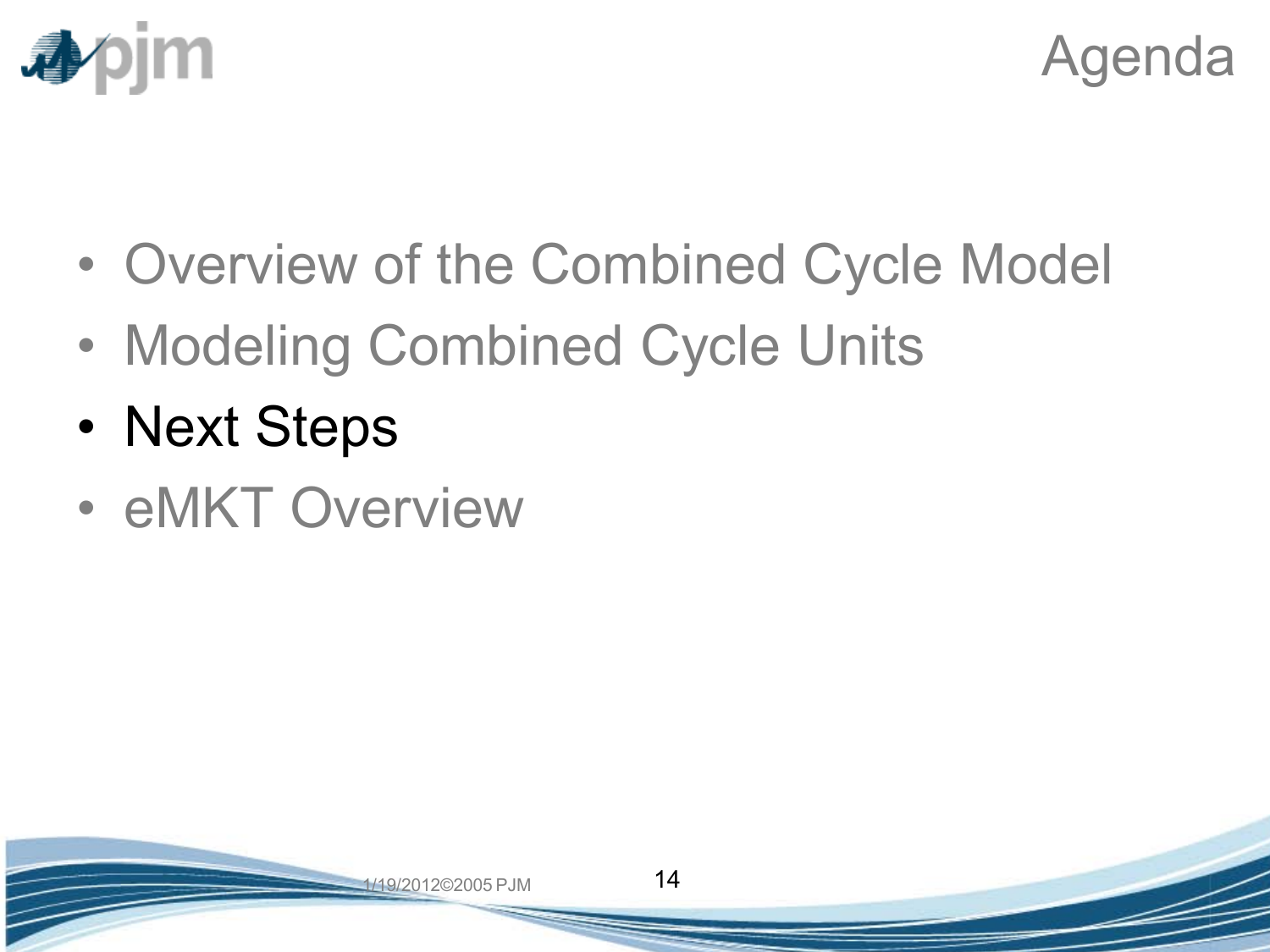# Agenda

- Overview of the Combined Cycle Model
- Modeling Combined Cycle Units
- **Next Steps**
- eMKT Overview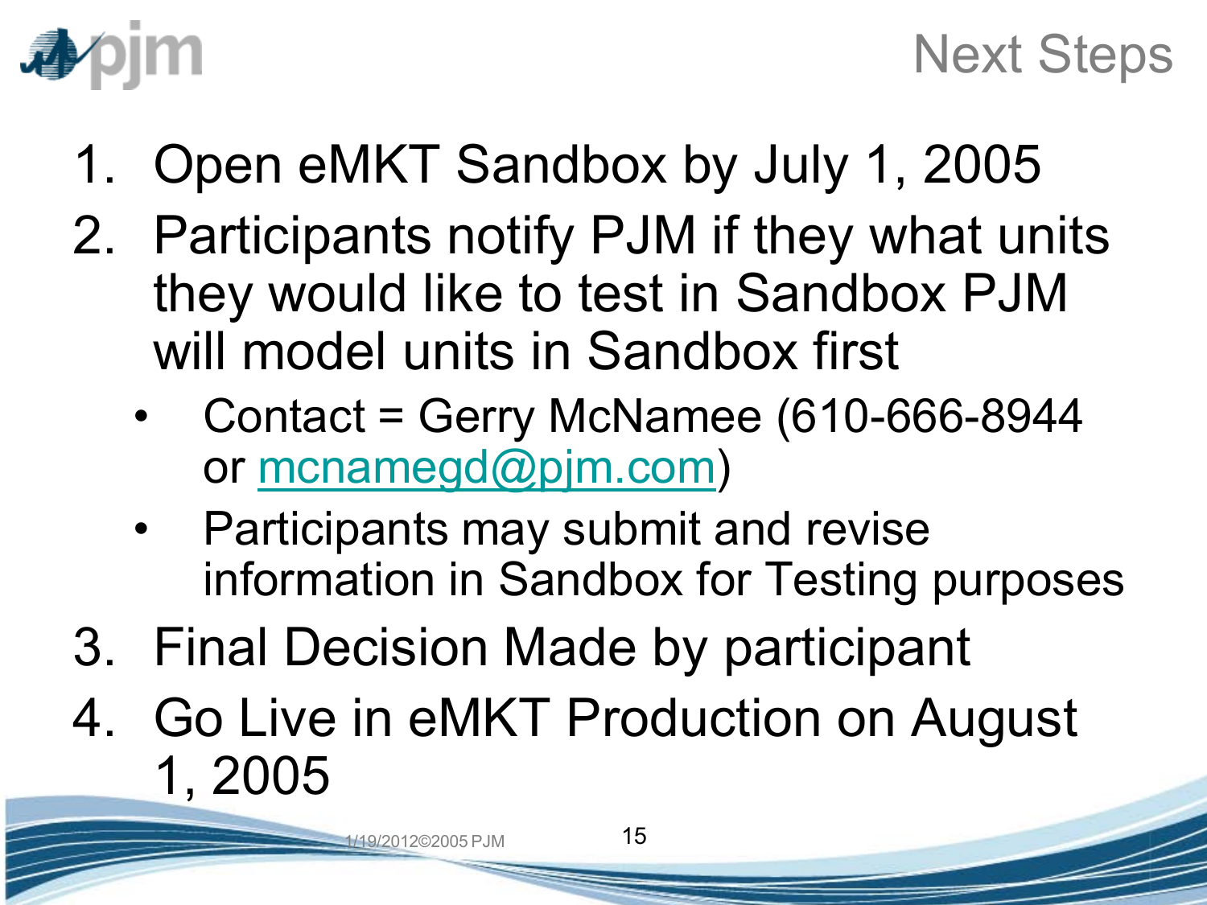# Next Steps

1. Open eMKT Sandbox by July 1, 2005
2. Participants notify PJM if they what units they would like to test in Sandbox PJM will model units in Sandbox first
   - Contact = Gerry McNamee (610-666-8944 or mcnamegd@pjm.com)
   - Participants may submit and revise information in Sandbox for Testing purposes
3. Final Decision Made by participant
4. Go Live in eMKT Production on August 1, 2005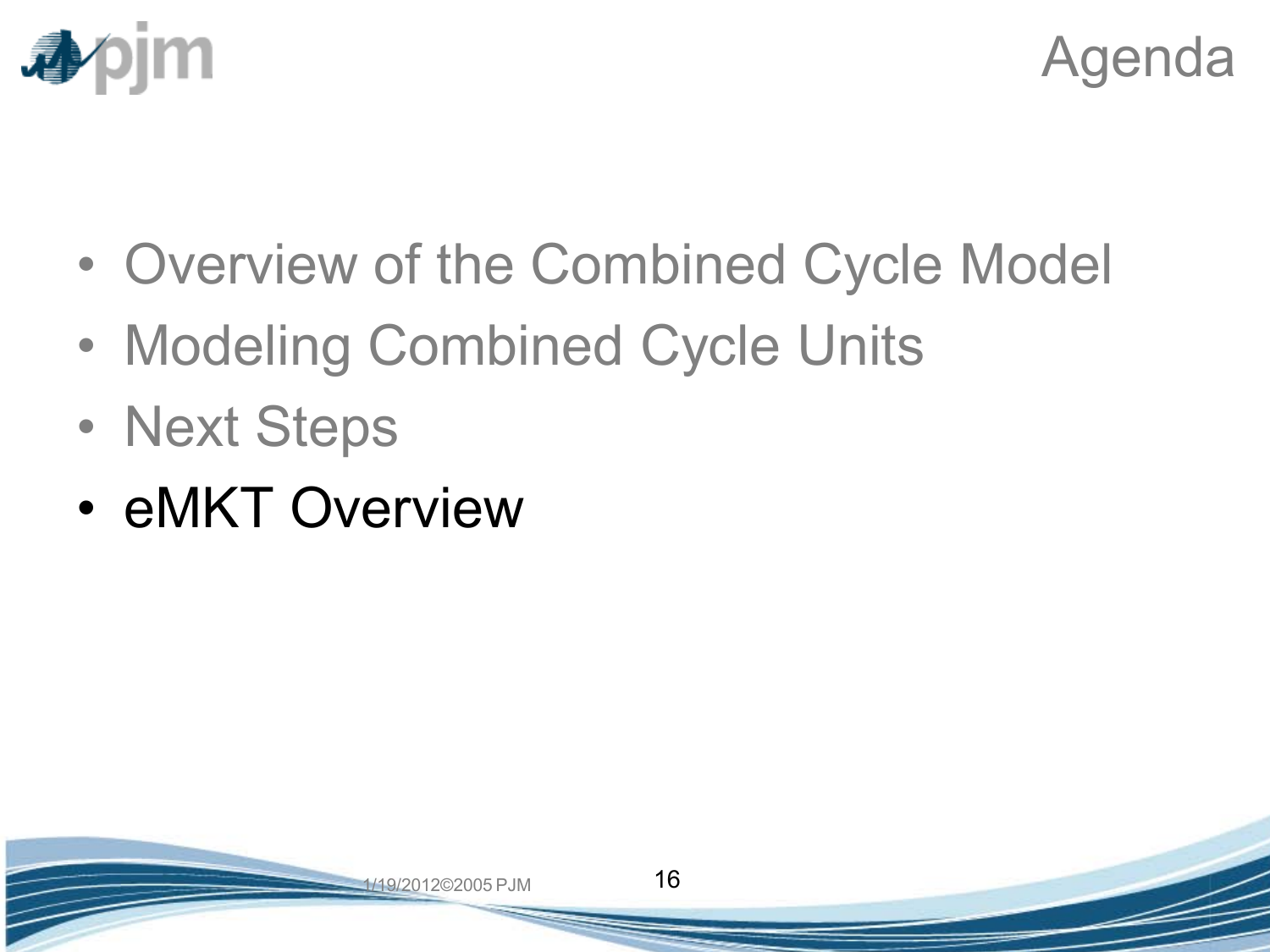# Agenda

- Overview of the Combined Cycle Model
- Modeling Combined Cycle Units
- Next Steps
- eMKT Overview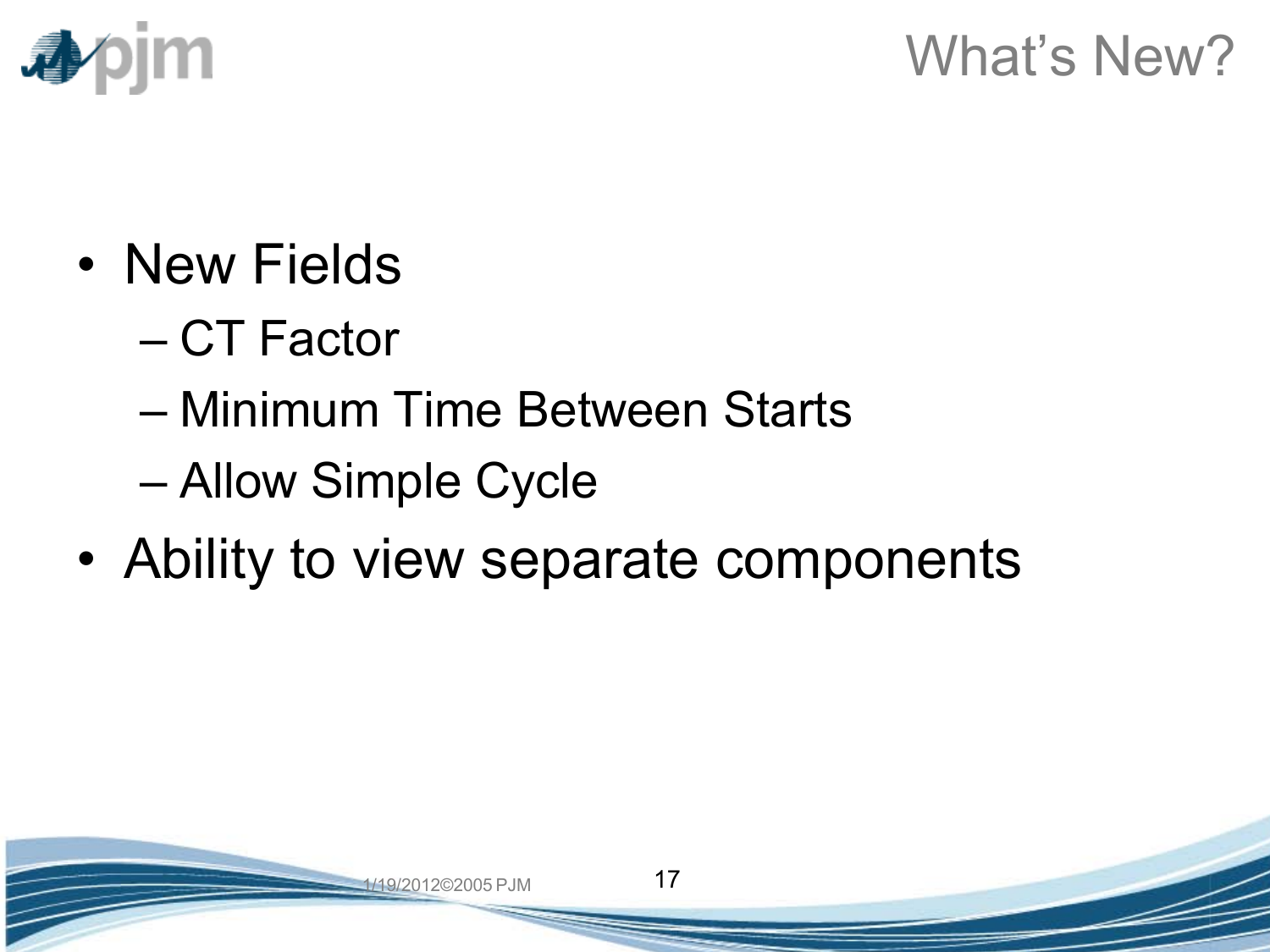# What's New?

- New Fields
  - CT Factor
  - Minimum Time Between Starts
  - Allow Simple Cycle
- Ability to view separate components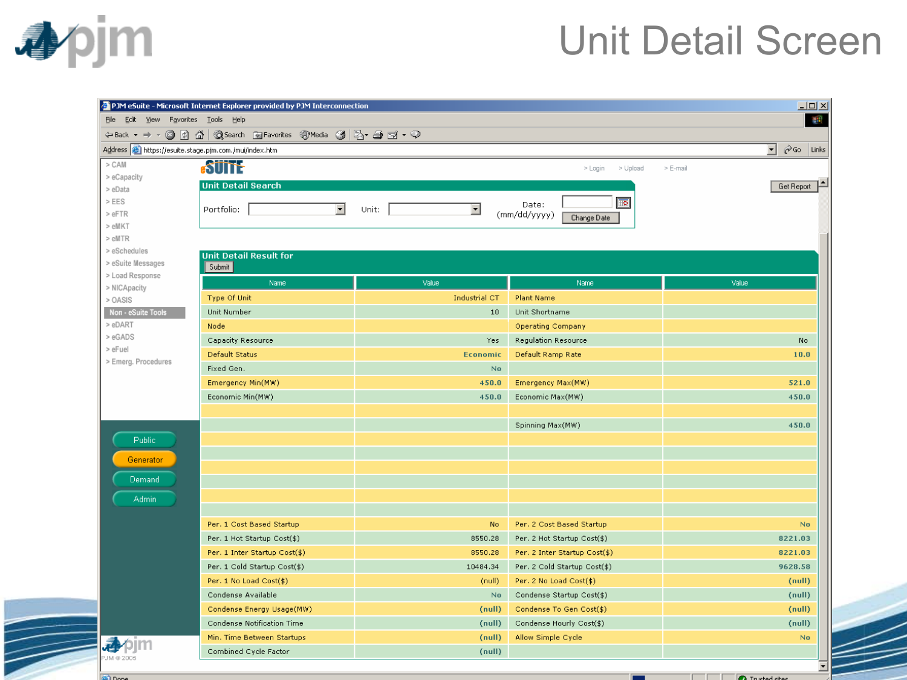# Unit Detail Screen

PJM eSuite - Microsoft Internet Explorer provided by PJM Interconnection

Address: https://esuite.stage.pjm.com/mui/index.htm

- > CAM
- > eCapacity
- > eData
- > EES
- > eFTR
- > eMKT
- > eMTR
- > eSchedules
- > eSuite Messages
- > Load Response
- > NICApacity
- > OASIS
- Non - eSuite Tools
- > eDART
- > eGADS
- > eFuel
- > Emerg. Procedures

Public | Generator | Demand | Admin

eSUITE > Login > Upload > E-mail

Get Report

## Unit Detail Search

Portfolio: Unit: Date: (mm/dd/yyyy) Change Date

## Unit Detail Result for

Submit

| Name | Value | Name | Value |
|---|---|---|---|
| Type Of Unit | Industrial CT | Plant Name | |
| Unit Number | 10 | Unit Shortname | |
| Node | | Operating Company | |
| Capacity Resource | Yes | Regulation Resource | No |
| Default Status | Economic | Default Ramp Rate | 10.0 |
| Fixed Gen. | No | | |
| Emergency Min(MW) | 450.0 | Emergency Max(MW) | 521.0 |
| Economic Min(MW) | 450.0 | Economic Max(MW) | 450.0 |
| | | | |
| | | Spinning Max(MW) | 450.0 |
| | | | |
| | | | |
| | | | |
| | | | |
| | | | |
| | | | |
| Per. 1 Cost Based Startup | No | Per. 2 Cost Based Startup | No |
| Per. 1 Hot Startup Cost($) | 8550.28 | Per. 2 Hot Startup Cost($) | 8221.03 |
| Per. 1 Inter Startup Cost($) | 8550.28 | Per. 2 Inter Startup Cost($) | 8221.03 |
| Per. 1 Cold Startup Cost($) | 10484.34 | Per. 2 Cold Startup Cost($) | 9628.58 |
| Per. 1 No Load Cost($) | (null) | Per. 2 No Load Cost($) | (null) |
| Condense Available | No | Condense Startup Cost($) | (null) |
| Condense Energy Usage(MW) | (null) | Condense To Gen Cost($) | (null) |
| Condense Notification Time | (null) | Condense Hourly Cost($) | (null) |
| Min. Time Between Startups | (null) | Allow Simple Cycle | No |
| Combined Cycle Factor | (null) | | |

PJM © 2005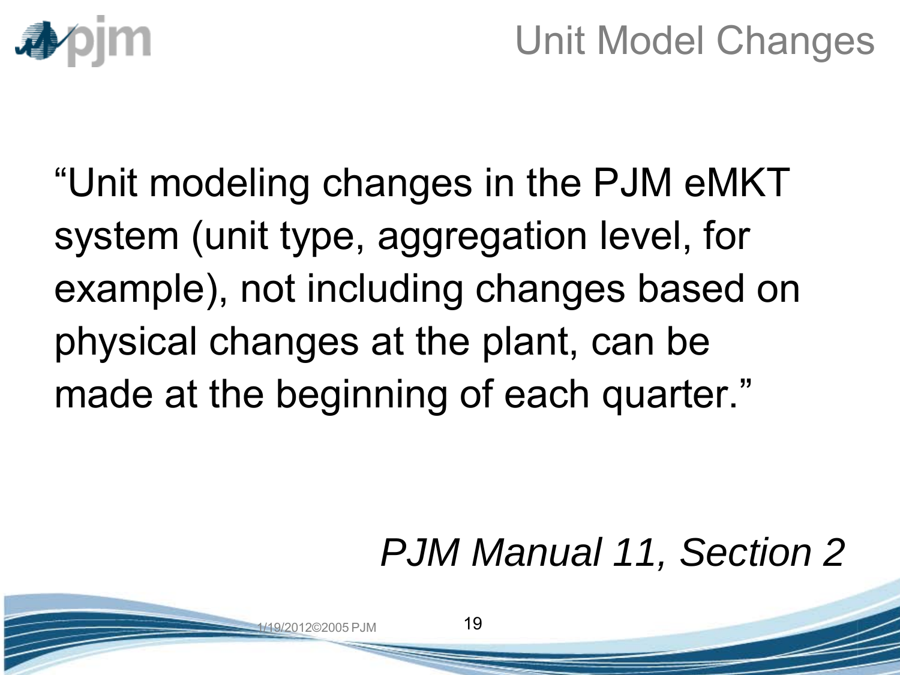# Unit Model Changes

"Unit modeling changes in the PJM eMKT system (unit type, aggregation level, for example), not including changes based on physical changes at the plant, can be made at the beginning of each quarter."

*PJM Manual 11, Section 2*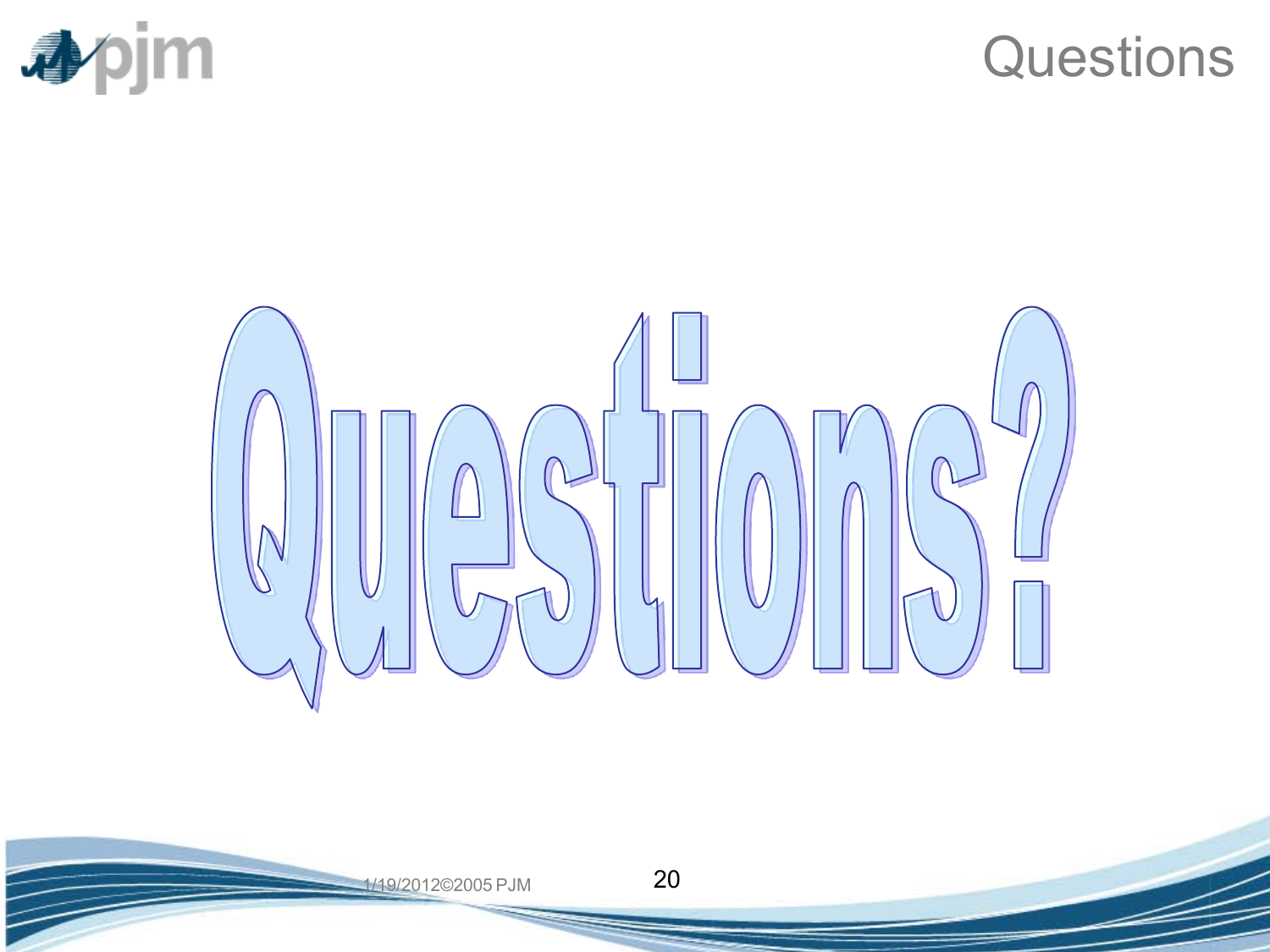# Questions

Questions?